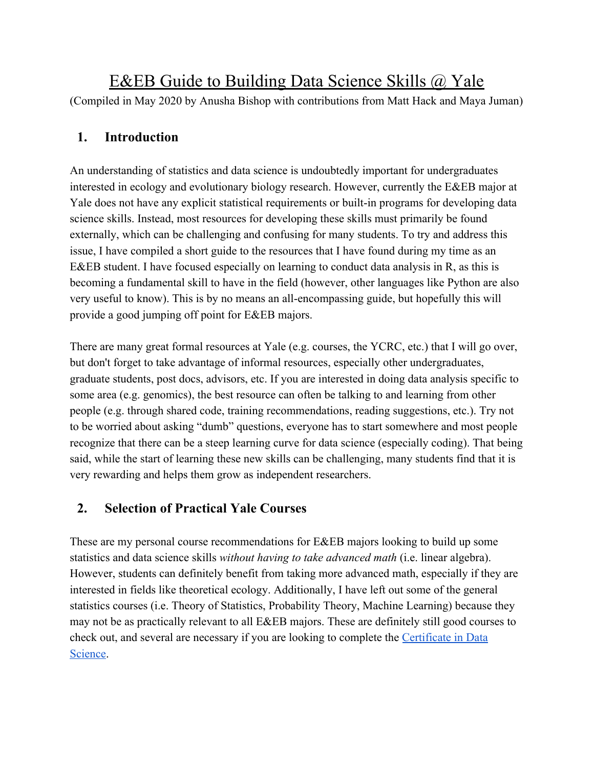# E&EB Guide to Building Data Science Skills @ Yale

(Compiled in May 2020 by Anusha Bishop with contributions from Matt Hack and Maya Juman)

## 1. Introduction

An understanding of statistics and data science is undoubtedly important for undergraduates interested in ecology and evolutionary biology research. However, currently the E&EB major at Yale does not have any explicit statistical requirements or built-in programs for developing data science skills. Instead, most resources for developing these skills must primarily be found externally, which can be challenging and confusing for many students. To try and address this issue, I have compiled a short guide to the resources that I have found during my time as an E&EB student. I have focused especially on learning to conduct data analysis in R, as this is becoming a fundamental skill to have in the field (however, other languages like Python are also very useful to know). This is by no means an all-encompassing guide, but hopefully this will provide a good jumping off point for E&EB majors.

There are many great formal resources at Yale (e.g. courses, the YCRC, etc.) that I will go over, but don't forget to take advantage of informal resources, especially other undergraduates, graduate students, post docs, advisors, etc. If you are interested in doing data analysis specific to some area (e.g. genomics), the best resource can often be talking to and learning from other people (e.g. through shared code, training recommendations, reading suggestions, etc.). Try not to be worried about asking "dumb" questions, everyone has to start somewhere and most people recognize that there can be a steep learning curve for data science (especially coding). That being said, while the start of learning these new skills can be challenging, many students find that it is very rewarding and helps them grow as independent researchers.

## 2. Selection of Practical Yale Courses

These are my personal course recommendations for E&EB majors looking to build up some statistics and data science skills *without having to take advanced math* (i.e. linear algebra). However, students can definitely benefit from taking more advanced math, especially if they are interested in fields like theoretical ecology. Additionally, I have left out some of the general statistics courses (i.e. Theory of Statistics, Probability Theory, Machine Learning) because they may not be as practically relevant to all E&EB majors. These are definitely still good courses to check out, and several are necessary if you are looking to complete the Certificate in Data Science.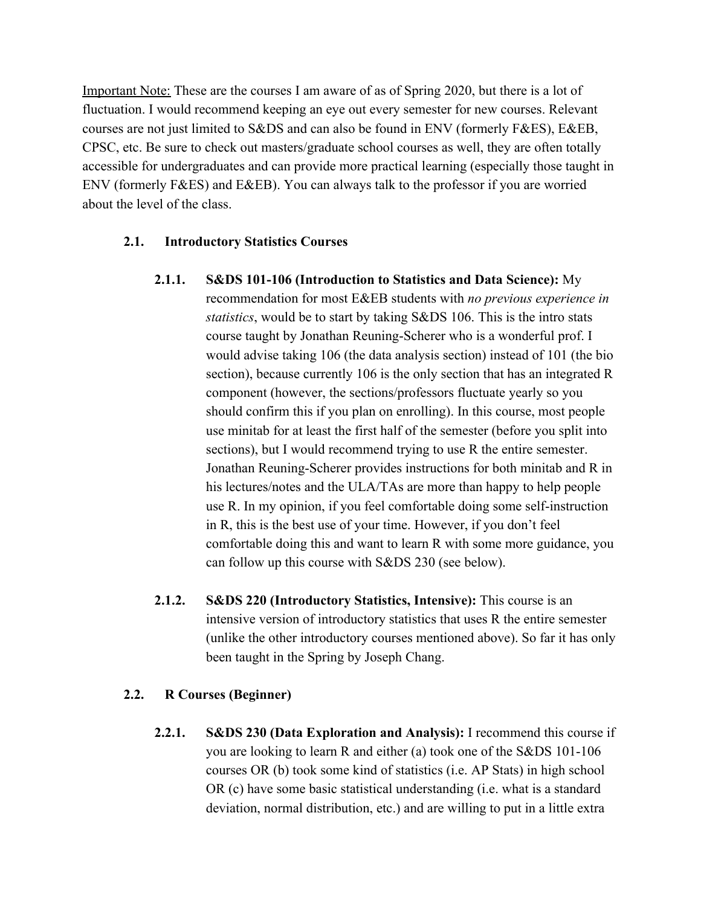<u>Important Note:</u> These are the courses I am aware of as of Spring 2020, but there is a lot of fluctuation. I would recommend keeping an eye out every semester for new courses. Relevant courses are not just limited to S&DS and can also be found in ENV (formerly F&ES), E&EB, CPSC, etc. Be sure to check out masters/graduate school courses as well, they are often totally accessible for undergraduates and can provide more practical learning (especially those taught in ENV (formerly F&ES) and E&EB). You can always talk to the professor if you are worried about the level of the class.

### 2.1. Introductory Statistics Courses

**2.1.1. S&DS 101-106 (Introduction to Statistics and Data Science):** My recommendation for most E&EB students with *no previous experience in statistics*, would be to start by taking S&DS 106. This is the intro stats course taught by Jonathan Reuning-Scherer who is a wonderful prof. I would advise taking 106 (the data analysis section) instead of 101 (the bio section), because currently 106 is the only section that has an integrated R component (however, the sections/professors fluctuate yearly so you should confirm this if you plan on enrolling). In this course, most people use minitab for at least the first half of the semester (before you split into sections), but I would recommend trying to use R the entire semester. Jonathan Reuning-Scherer provides instructions for both minitab and R in his lectures/notes and the ULA/TAs are more than happy to help people use R. In my opinion, if you feel comfortable doing some self-instruction in R, this is the best use of your time. However, if you don't feel comfortable doing this and want to learn R with some more guidance, you can follow up this course with S&DS 230 (see below).

**2.1.2. S&DS 220 (Introductory Statistics, Intensive):** This course is an intensive version of introductory statistics that uses R the entire semester (unlike the other introductory courses mentioned above). So far it has only been taught in the Spring by Joseph Chang.

### 2.2. R Courses (Beginner)

**2.2.1. S&DS 230 (Data Exploration and Analysis):** I recommend this course if you are looking to learn R and either (a) took one of the S&DS 101-106 courses OR (b) took some kind of statistics (i.e. AP Stats) in high school OR (c) have some basic statistical understanding (i.e. what is a standard deviation, normal distribution, etc.) and are willing to put in a little extra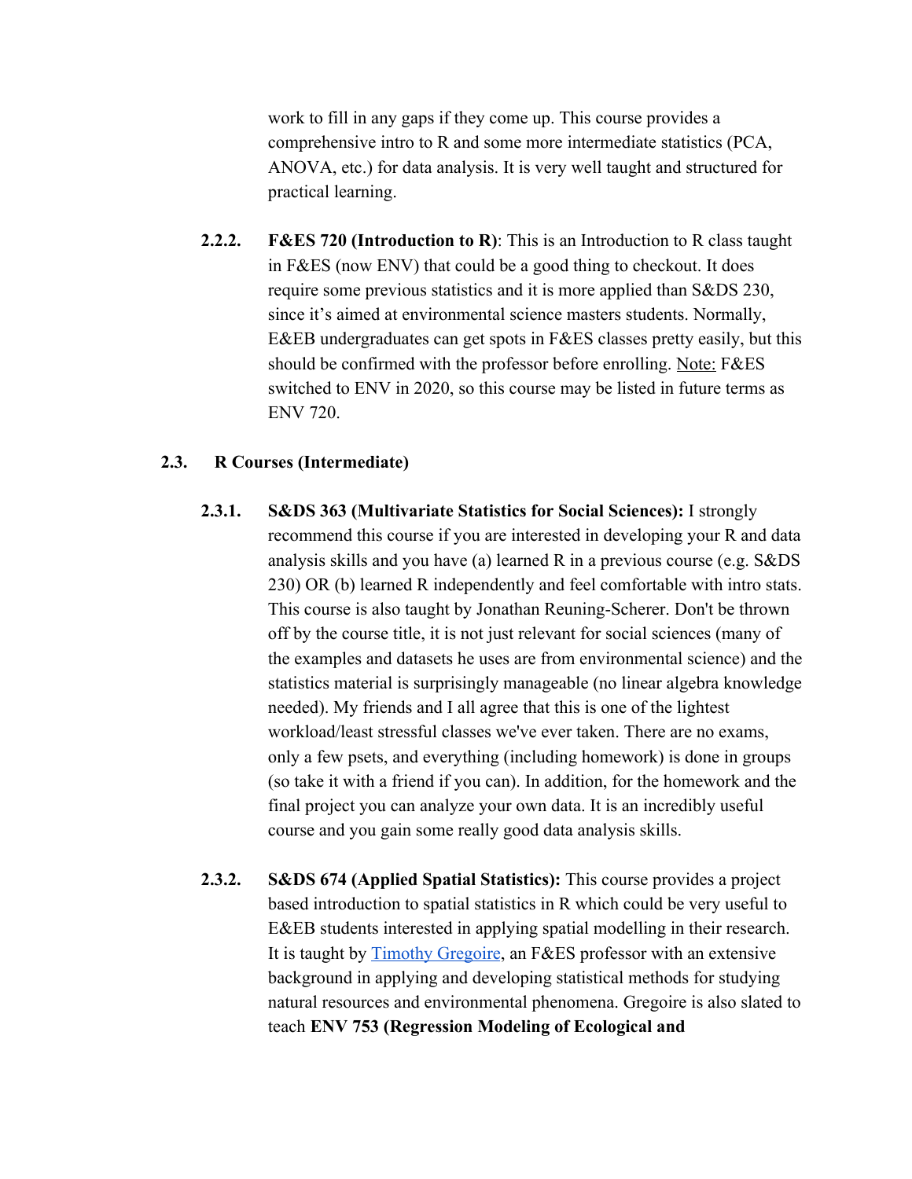work to fill in any gaps if they come up. This course provides a comprehensive intro to R and some more intermediate statistics (PCA, ANOVA, etc.) for data analysis. It is very well taught and structured for practical learning.

**2.2.2. F&ES 720 (Introduction to R)**: This is an Introduction to R class taught in F&ES (now ENV) that could be a good thing to checkout. It does require some previous statistics and it is more applied than S&DS 230, since it's aimed at environmental science masters students. Normally, E&EB undergraduates can get spots in F&ES classes pretty easily, but this should be confirmed with the professor before enrolling. Note: F&ES switched to ENV in 2020, so this course may be listed in future terms as ENV 720.

### 2.3. R Courses (Intermediate)

**2.3.1. S&DS 363 (Multivariate Statistics for Social Sciences):** I strongly recommend this course if you are interested in developing your R and data analysis skills and you have (a) learned R in a previous course (e.g. S&DS 230) OR (b) learned R independently and feel comfortable with intro stats. This course is also taught by Jonathan Reuning-Scherer. Don't be thrown off by the course title, it is not just relevant for social sciences (many of the examples and datasets he uses are from environmental science) and the statistics material is surprisingly manageable (no linear algebra knowledge needed). My friends and I all agree that this is one of the lightest workload/least stressful classes we've ever taken. There are no exams, only a few psets, and everything (including homework) is done in groups (so take it with a friend if you can). In addition, for the homework and the final project you can analyze your own data. It is an incredibly useful course and you gain some really good data analysis skills.

**2.3.2. S&DS 674 (Applied Spatial Statistics):** This course provides a project based introduction to spatial statistics in R which could be very useful to E&EB students interested in applying spatial modelling in their research. It is taught by Timothy Gregoire, an F&ES professor with an extensive background in applying and developing statistical methods for studying natural resources and environmental phenomena. Gregoire is also slated to teach **ENV 753 (Regression Modeling of Ecological and**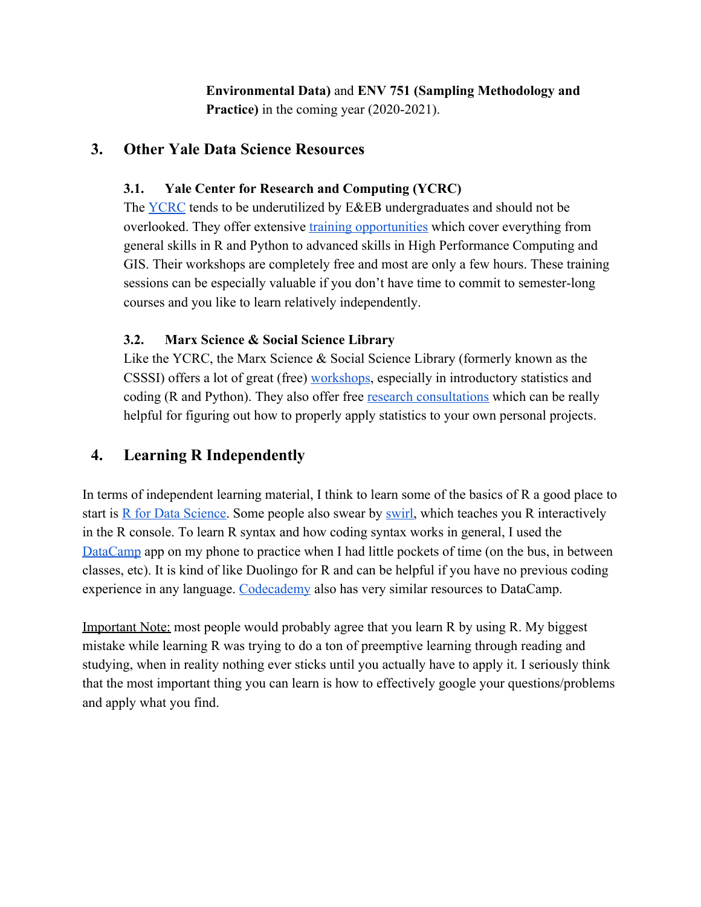**Environmental Data)** and **ENV 751 (Sampling Methodology and Practice)** in the coming year (2020-2021).

## 3. Other Yale Data Science Resources

### 3.1. Yale Center for Research and Computing (YCRC)

The YCRC tends to be underutilized by E&EB undergraduates and should not be overlooked. They offer extensive training opportunities which cover everything from general skills in R and Python to advanced skills in High Performance Computing and GIS. Their workshops are completely free and most are only a few hours. These training sessions can be especially valuable if you don't have time to commit to semester-long courses and you like to learn relatively independently.

### 3.2. Marx Science & Social Science Library

Like the YCRC, the Marx Science & Social Science Library (formerly known as the CSSSI) offers a lot of great (free) workshops, especially in introductory statistics and coding (R and Python). They also offer free research consultations which can be really helpful for figuring out how to properly apply statistics to your own personal projects.

## 4. Learning R Independently

In terms of independent learning material, I think to learn some of the basics of R a good place to start is R for Data Science. Some people also swear by swirl, which teaches you R interactively in the R console. To learn R syntax and how coding syntax works in general, I used the DataCamp app on my phone to practice when I had little pockets of time (on the bus, in between classes, etc). It is kind of like Duolingo for R and can be helpful if you have no previous coding experience in any language. Codecademy also has very similar resources to DataCamp.

Important Note: most people would probably agree that you learn R by using R. My biggest mistake while learning R was trying to do a ton of preemptive learning through reading and studying, when in reality nothing ever sticks until you actually have to apply it. I seriously think that the most important thing you can learn is how to effectively google your questions/problems and apply what you find.